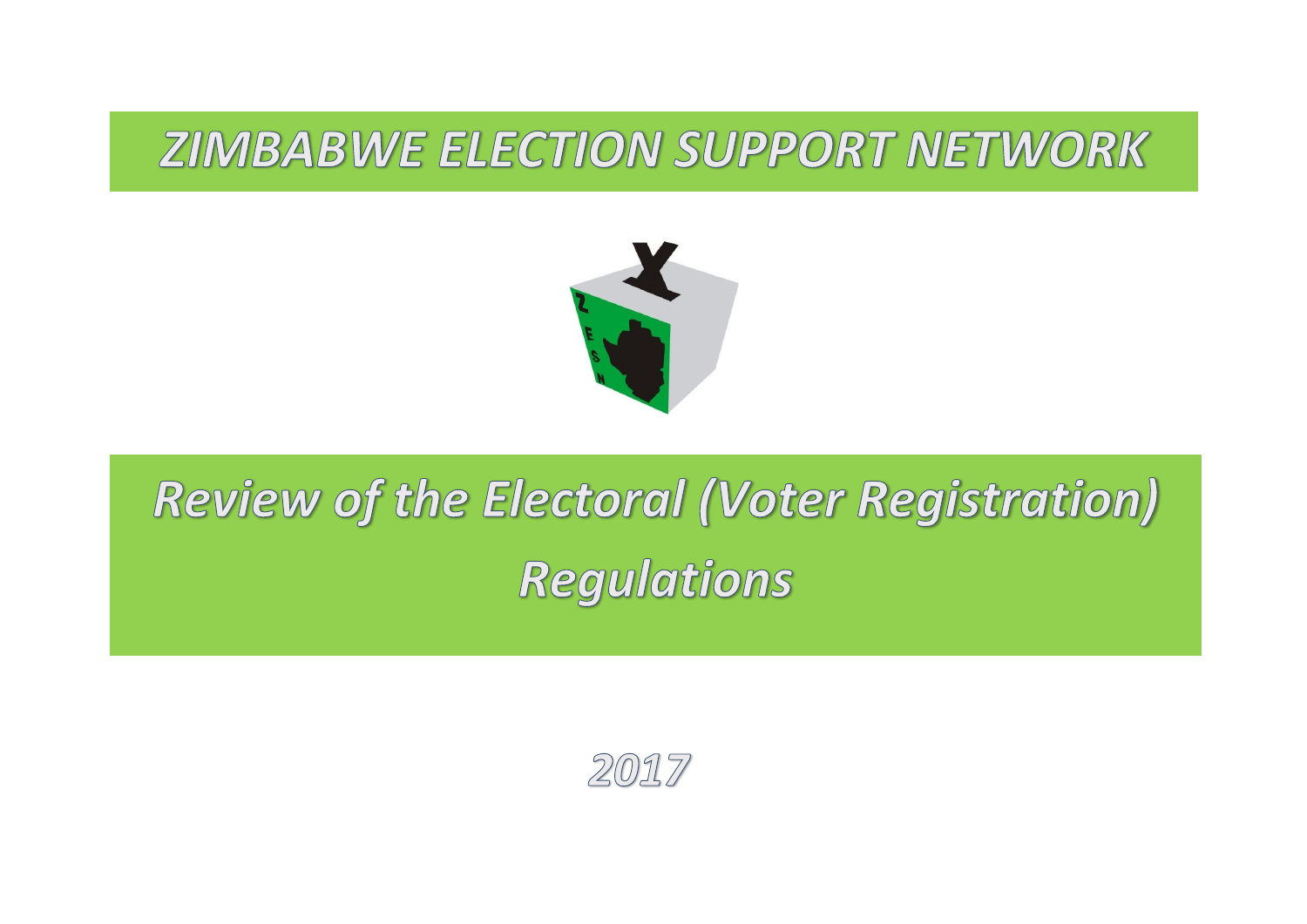# ZIMBABWE ELECTION SUPPORT NETWORK

# Review of the Electoral (Voter Registration) Regulations

2017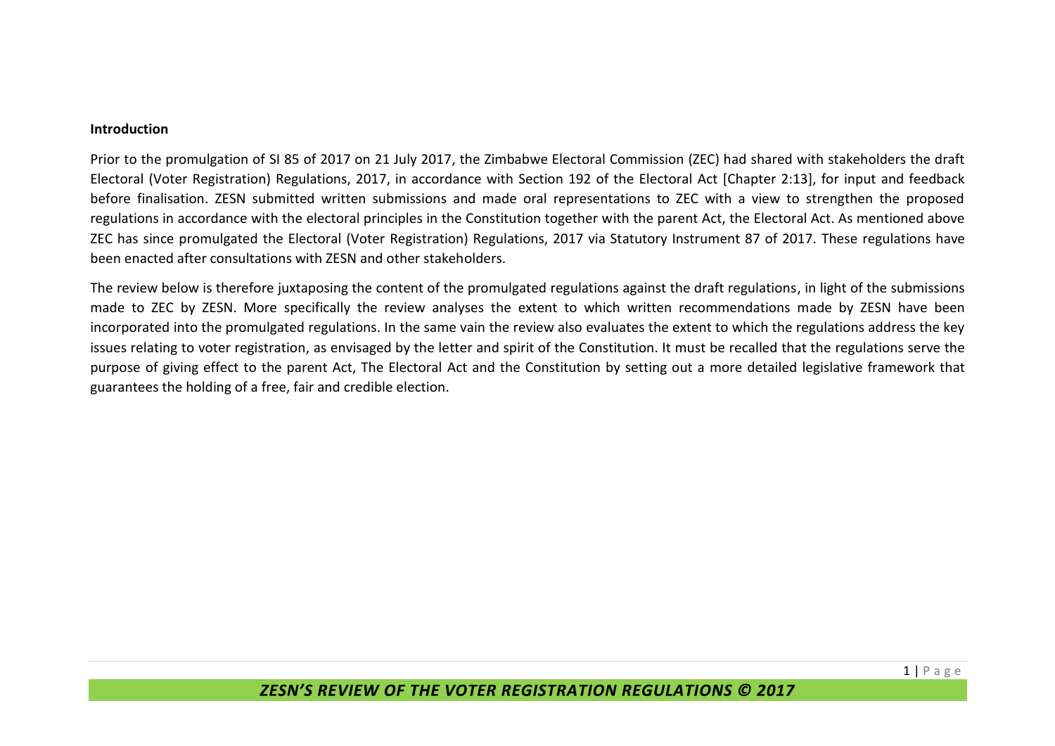**Introduction**

Prior to the promulgation of SI 85 of 2017 on 21 July 2017, the Zimbabwe Electoral Commission (ZEC) had shared with stakeholders the draft Electoral (Voter Registration) Regulations, 2017, in accordance with Section 192 of the Electoral Act [Chapter 2:13], for input and feedback before finalisation. ZESN submitted written submissions and made oral representations to ZEC with a view to strengthen the proposed regulations in accordance with the electoral principles in the Constitution together with the parent Act, the Electoral Act. As mentioned above ZEC has since promulgated the Electoral (Voter Registration) Regulations, 2017 via Statutory Instrument 87 of 2017. These regulations have been enacted after consultations with ZESN and other stakeholders.

The review below is therefore juxtaposing the content of the promulgated regulations against the draft regulations, in light of the submissions made to ZEC by ZESN. More specifically the review analyses the extent to which written recommendations made by ZESN have been incorporated into the promulgated regulations. In the same vain the review also evaluates the extent to which the regulations address the key issues relating to voter registration, as envisaged by the letter and spirit of the Constitution. It must be recalled that the regulations serve the purpose of giving effect to the parent Act, The Electoral Act and the Constitution by setting out a more detailed legislative framework that guarantees the holding of a free, fair and credible election.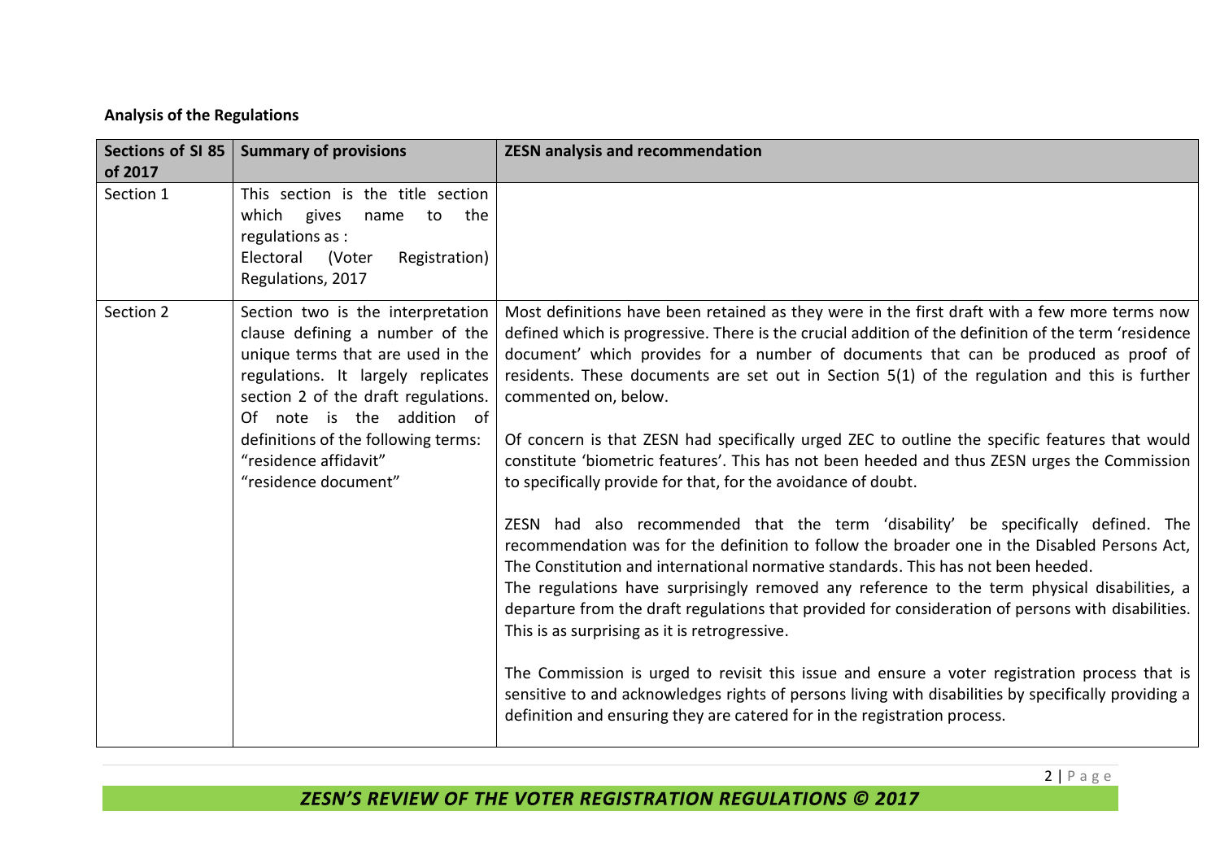**Analysis of the Regulations**

| Sections of SI 85 of 2017 | Summary of provisions | ZESN analysis and recommendation |
|---|---|---|
| Section 1 | This section is the title section which gives name to the regulations as : Electoral (Voter Registration) Regulations, 2017 | |
| Section 2 | Section two is the interpretation clause defining a number of the unique terms that are used in the regulations. It largely replicates section 2 of the draft regulations. Of note is the addition of definitions of the following terms: "residence affidavit" "residence document" | Most definitions have been retained as they were in the first draft with a few more terms now defined which is progressive. There is the crucial addition of the definition of the term 'residence document' which provides for a number of documents that can be produced as proof of residents. These documents are set out in Section 5(1) of the regulation and this is further commented on, below.<br><br>Of concern is that ZESN had specifically urged ZEC to outline the specific features that would constitute 'biometric features'. This has not been heeded and thus ZESN urges the Commission to specifically provide for that, for the avoidance of doubt.<br><br>ZESN had also recommended that the term 'disability' be specifically defined. The recommendation was for the definition to follow the broader one in the Disabled Persons Act, The Constitution and international normative standards. This has not been heeded.<br>The regulations have surprisingly removed any reference to the term physical disabilities, a departure from the draft regulations that provided for consideration of persons with disabilities. This is as surprising as it is retrogressive.<br><br>The Commission is urged to revisit this issue and ensure a voter registration process that is sensitive to and acknowledges rights of persons living with disabilities by specifically providing a definition and ensuring they are catered for in the registration process. |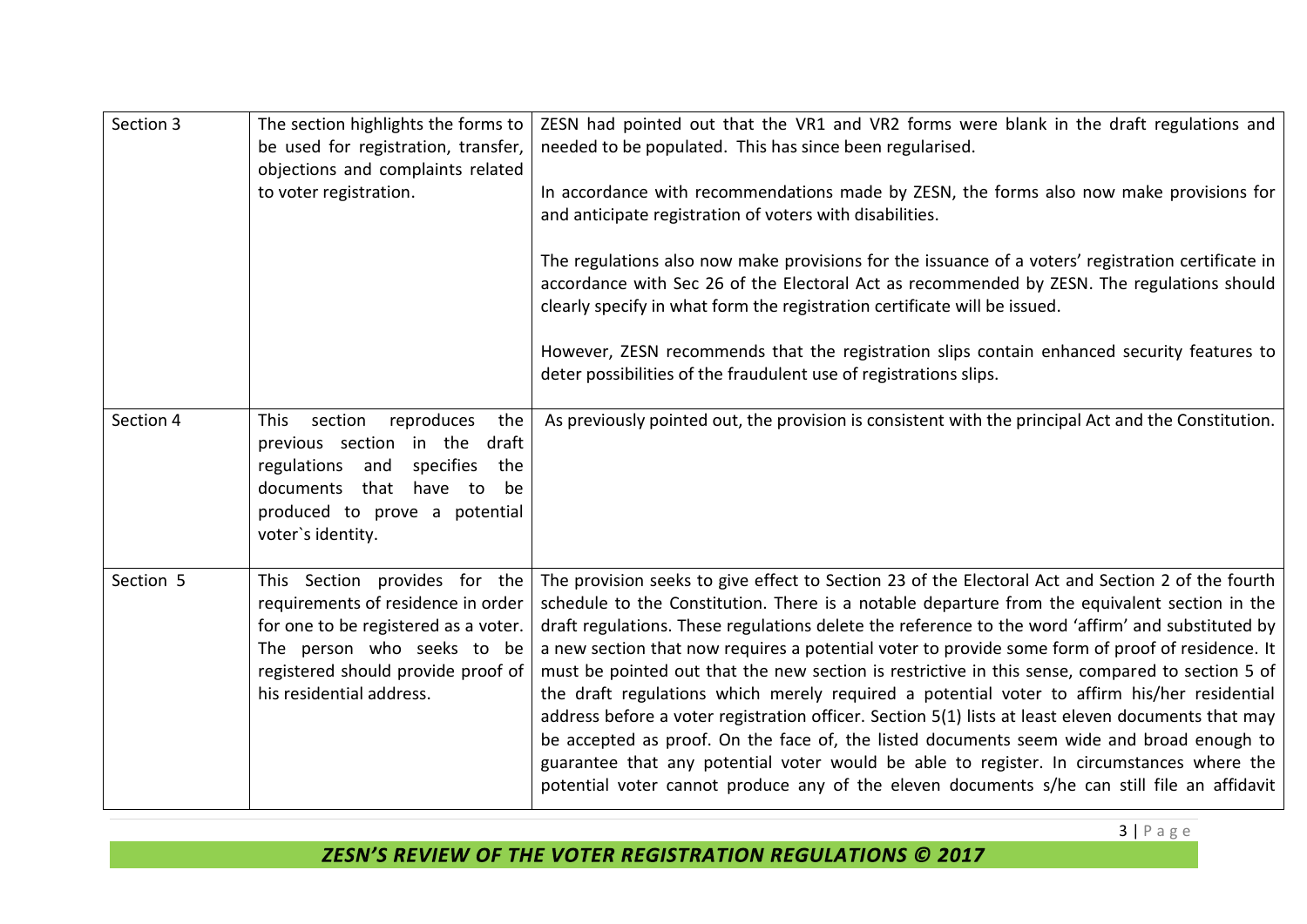| Section 3 | The section highlights the forms to be used for registration, transfer, objections and complaints related to voter registration. | ZESN had pointed out that the VR1 and VR2 forms were blank in the draft regulations and needed to be populated. This has since been regularised.<br><br>In accordance with recommendations made by ZESN, the forms also now make provisions for and anticipate registration of voters with disabilities.<br><br>The regulations also now make provisions for the issuance of a voters' registration certificate in accordance with Sec 26 of the Electoral Act as recommended by ZESN. The regulations should clearly specify in what form the registration certificate will be issued.<br><br>However, ZESN recommends that the registration slips contain enhanced security features to deter possibilities of the fraudulent use of registrations slips. |
|---|---|---|
| Section 4 | This section reproduces the previous section in the draft regulations and specifies the documents that have to be produced to prove a potential voter`s identity. | As previously pointed out, the provision is consistent with the principal Act and the Constitution. |
| Section 5 | This Section provides for the requirements of residence in order for one to be registered as a voter. The person who seeks to be registered should provide proof of his residential address. | The provision seeks to give effect to Section 23 of the Electoral Act and Section 2 of the fourth schedule to the Constitution. There is a notable departure from the equivalent section in the draft regulations. These regulations delete the reference to the word 'affirm' and substituted by a new section that now requires a potential voter to provide some form of proof of residence. It must be pointed out that the new section is restrictive in this sense, compared to section 5 of the draft regulations which merely required a potential voter to affirm his/her residential address before a voter registration officer. Section 5(1) lists at least eleven documents that may be accepted as proof. On the face of, the listed documents seem wide and broad enough to guarantee that any potential voter would be able to register. In circumstances where the potential voter cannot produce any of the eleven documents s/he can still file an affidavit |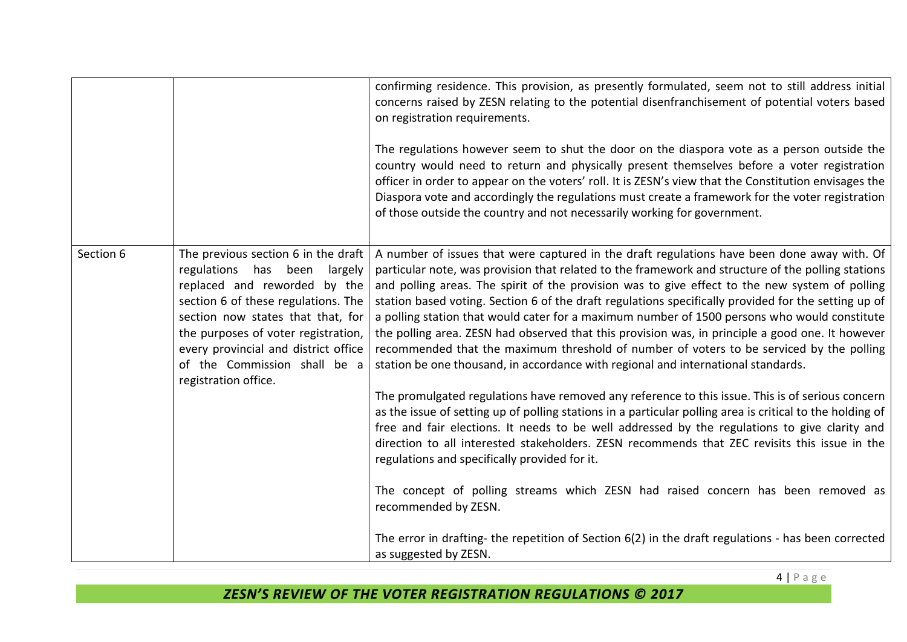| | | |
|---|---|---|
| | | confirming residence. This provision, as presently formulated, seem not to still address initial concerns raised by ZESN relating to the potential disenfranchisement of potential voters based on registration requirements.<br><br>The regulations however seem to shut the door on the diaspora vote as a person outside the country would need to return and physically present themselves before a voter registration officer in order to appear on the voters' roll. It is ZESN's view that the Constitution envisages the Diaspora vote and accordingly the regulations must create a framework for the voter registration of those outside the country and not necessarily working for government. |
| Section 6 | The previous section 6 in the draft regulations has been largely replaced and reworded by the section 6 of these regulations. The section now states that that, for the purposes of voter registration, every provincial and district office of the Commission shall be a registration office. | A number of issues that were captured in the draft regulations have been done away with. Of particular note, was provision that related to the framework and structure of the polling stations and polling areas. The spirit of the provision was to give effect to the new system of polling station based voting. Section 6 of the draft regulations specifically provided for the setting up of a polling station that would cater for a maximum number of 1500 persons who would constitute the polling area. ZESN had observed that this provision was, in principle a good one. It however recommended that the maximum threshold of number of voters to be serviced by the polling station be one thousand, in accordance with regional and international standards.<br><br>The promulgated regulations have removed any reference to this issue. This is of serious concern as the issue of setting up of polling stations in a particular polling area is critical to the holding of free and fair elections. It needs to be well addressed by the regulations to give clarity and direction to all interested stakeholders. ZESN recommends that ZEC revisits this issue in the regulations and specifically provided for it.<br><br>The concept of polling streams which ZESN had raised concern has been removed as recommended by ZESN.<br><br>The error in drafting- the repetition of Section 6(2) in the draft regulations - has been corrected as suggested by ZESN. |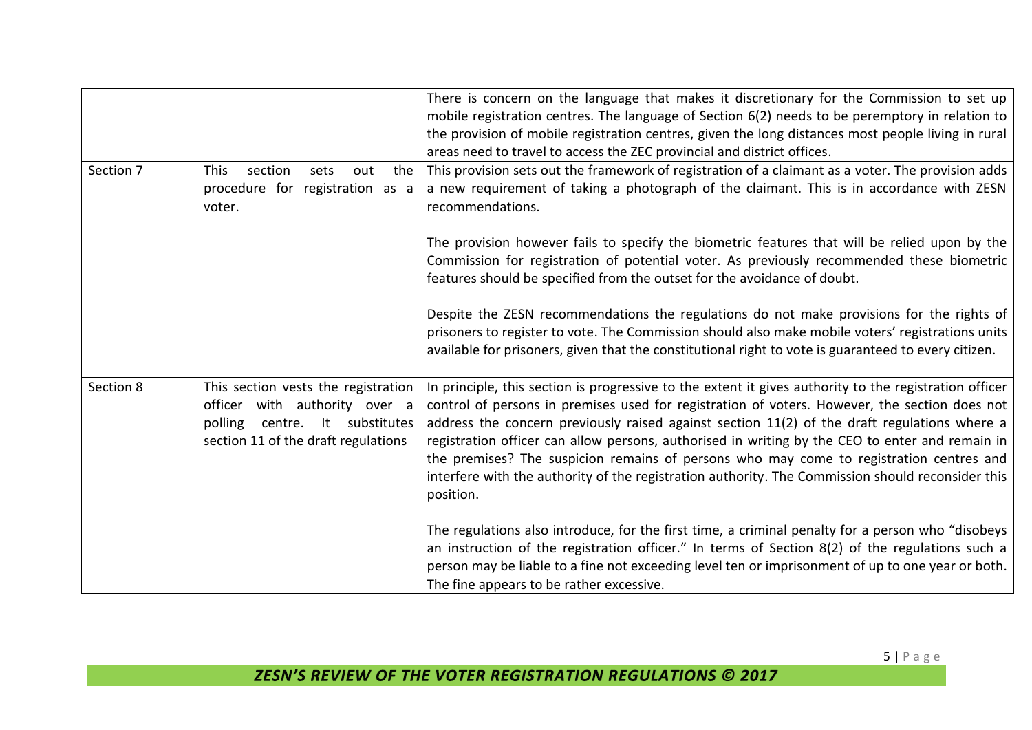| | | |
|---|---|---|
| | | There is concern on the language that makes it discretionary for the Commission to set up mobile registration centres. The language of Section 6(2) needs to be peremptory in relation to the provision of mobile registration centres, given the long distances most people living in rural areas need to travel to access the ZEC provincial and district offices. |
| Section 7 | This section sets out the procedure for registration as a voter. | This provision sets out the framework of registration of a claimant as a voter. The provision adds a new requirement of taking a photograph of the claimant. This is in accordance with ZESN recommendations.<br><br>The provision however fails to specify the biometric features that will be relied upon by the Commission for registration of potential voter. As previously recommended these biometric features should be specified from the outset for the avoidance of doubt.<br><br>Despite the ZESN recommendations the regulations do not make provisions for the rights of prisoners to register to vote. The Commission should also make mobile voters' registrations units available for prisoners, given that the constitutional right to vote is guaranteed to every citizen. |
| Section 8 | This section vests the registration officer with authority over a polling centre. It substitutes section 11 of the draft regulations | In principle, this section is progressive to the extent it gives authority to the registration officer control of persons in premises used for registration of voters. However, the section does not address the concern previously raised against section 11(2) of the draft regulations where a registration officer can allow persons, authorised in writing by the CEO to enter and remain in the premises? The suspicion remains of persons who may come to registration centres and interfere with the authority of the registration authority. The Commission should reconsider this position.<br><br>The regulations also introduce, for the first time, a criminal penalty for a person who "disobeys an instruction of the registration officer." In terms of Section 8(2) of the regulations such a person may be liable to a fine not exceeding level ten or imprisonment of up to one year or both. The fine appears to be rather excessive. |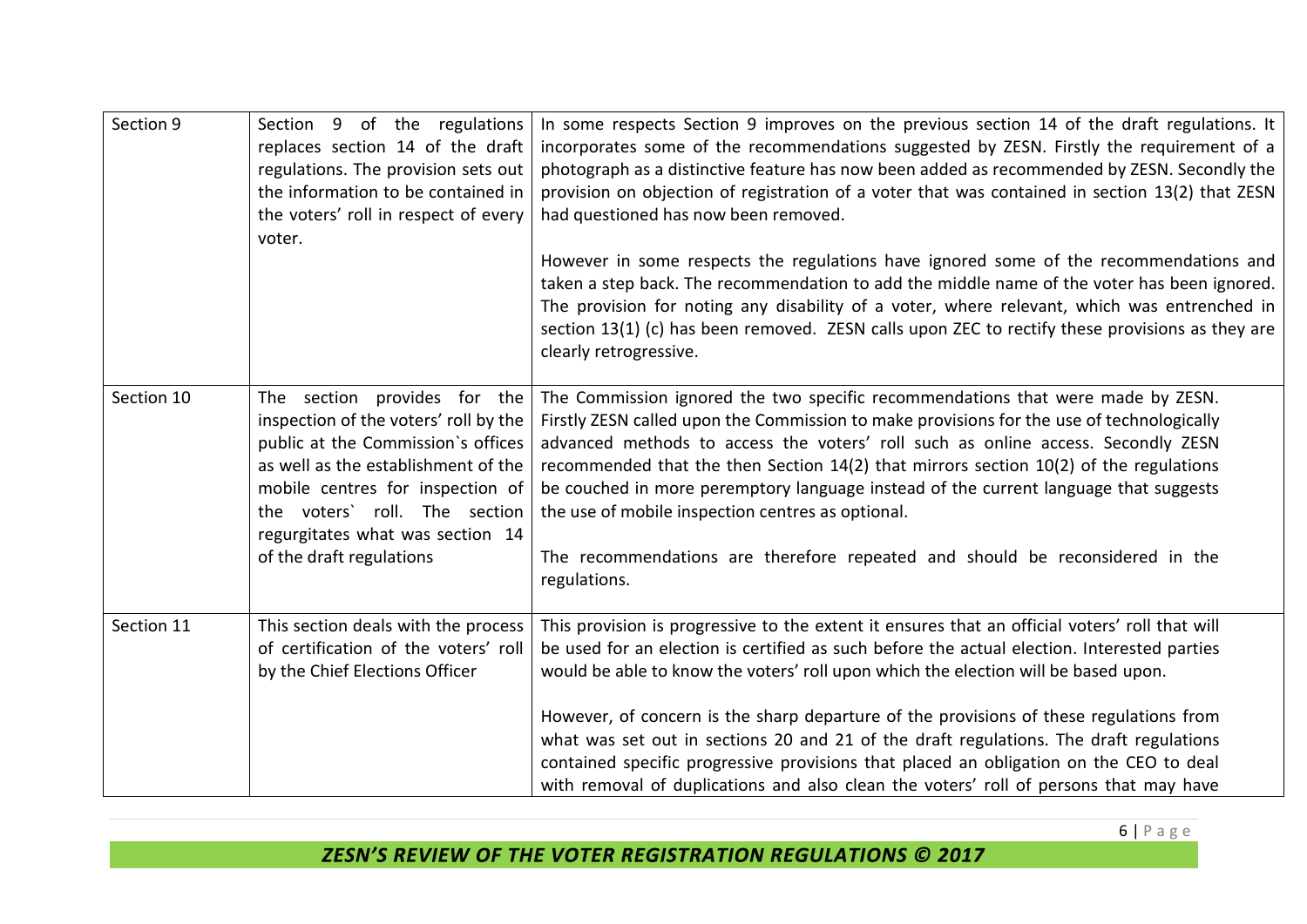| | | |
|---|---|---|
| Section 9 | Section 9 of the regulations replaces section 14 of the draft regulations. The provision sets out the information to be contained in the voters' roll in respect of every voter. | In some respects Section 9 improves on the previous section 14 of the draft regulations. It incorporates some of the recommendations suggested by ZESN. Firstly the requirement of a photograph as a distinctive feature has now been added as recommended by ZESN. Secondly the provision on objection of registration of a voter that was contained in section 13(2) that ZESN had questioned has now been removed.<br><br>However in some respects the regulations have ignored some of the recommendations and taken a step back. The recommendation to add the middle name of the voter has been ignored. The provision for noting any disability of a voter, where relevant, which was entrenched in section 13(1) (c) has been removed. ZESN calls upon ZEC to rectify these provisions as they are clearly retrogressive. |
| Section 10 | The section provides for the inspection of the voters' roll by the public at the Commission`s offices as well as the establishment of the mobile centres for inspection of the voters` roll. The section regurgitates what was section 14 of the draft regulations | The Commission ignored the two specific recommendations that were made by ZESN. Firstly ZESN called upon the Commission to make provisions for the use of technologically advanced methods to access the voters' roll such as online access. Secondly ZESN recommended that the then Section 14(2) that mirrors section 10(2) of the regulations be couched in more peremptory language instead of the current language that suggests the use of mobile inspection centres as optional.<br><br>The recommendations are therefore repeated and should be reconsidered in the regulations. |
| Section 11 | This section deals with the process of certification of the voters' roll by the Chief Elections Officer | This provision is progressive to the extent it ensures that an official voters' roll that will be used for an election is certified as such before the actual election. Interested parties would be able to know the voters' roll upon which the election will be based upon.<br><br>However, of concern is the sharp departure of the provisions of these regulations from what was set out in sections 20 and 21 of the draft regulations. The draft regulations contained specific progressive provisions that placed an obligation on the CEO to deal with removal of duplications and also clean the voters' roll of persons that may have |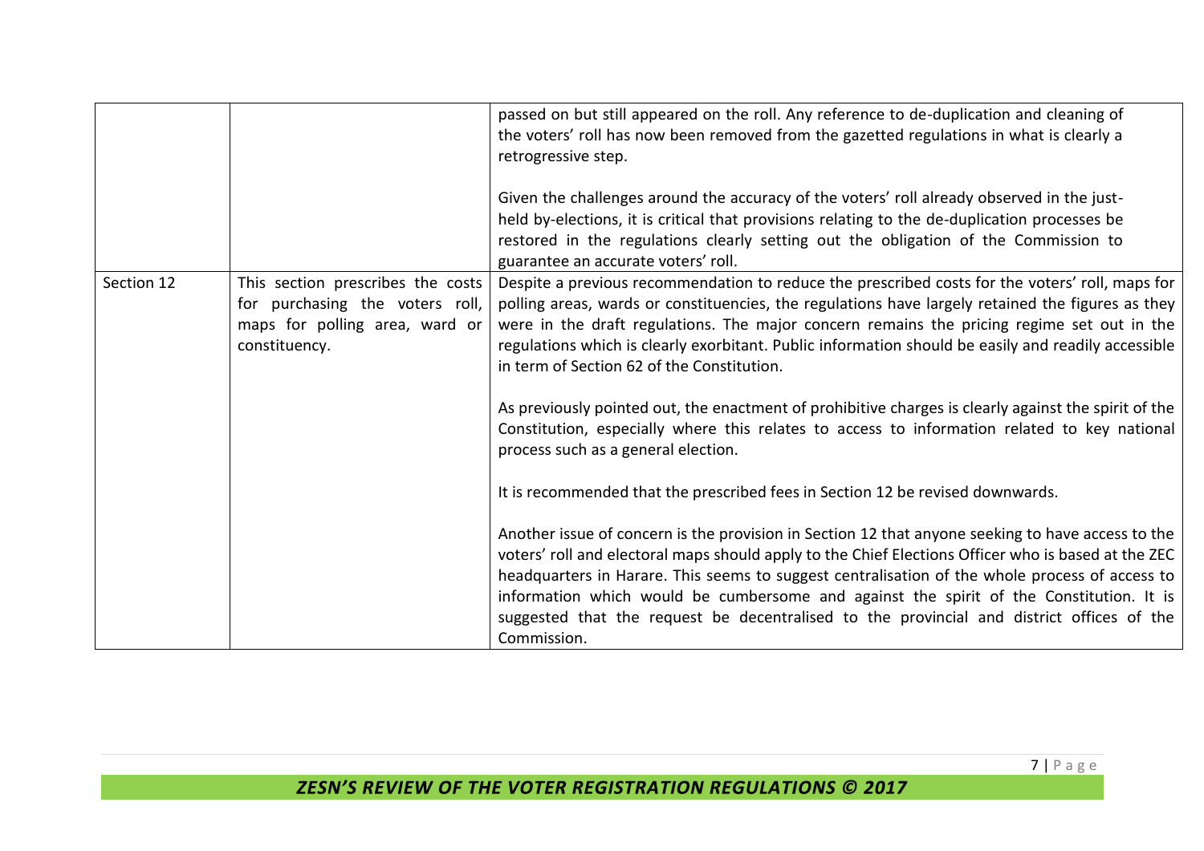| | | |
|---|---|---|
| | | passed on but still appeared on the roll. Any reference to de-duplication and cleaning of the voters' roll has now been removed from the gazetted regulations in what is clearly a retrogressive step.<br><br>Given the challenges around the accuracy of the voters' roll already observed in the just-held by-elections, it is critical that provisions relating to the de-duplication processes be restored in the regulations clearly setting out the obligation of the Commission to guarantee an accurate voters' roll. |
| Section 12 | This section prescribes the costs for purchasing the voters roll, maps for polling area, ward or constituency. | Despite a previous recommendation to reduce the prescribed costs for the voters' roll, maps for polling areas, wards or constituencies, the regulations have largely retained the figures as they were in the draft regulations. The major concern remains the pricing regime set out in the regulations which is clearly exorbitant. Public information should be easily and readily accessible in term of Section 62 of the Constitution.<br><br>As previously pointed out, the enactment of prohibitive charges is clearly against the spirit of the Constitution, especially where this relates to access to information related to key national process such as a general election.<br><br>It is recommended that the prescribed fees in Section 12 be revised downwards.<br><br>Another issue of concern is the provision in Section 12 that anyone seeking to have access to the voters' roll and electoral maps should apply to the Chief Elections Officer who is based at the ZEC headquarters in Harare. This seems to suggest centralisation of the whole process of access to information which would be cumbersome and against the spirit of the Constitution. It is suggested that the request be decentralised to the provincial and district offices of the Commission. |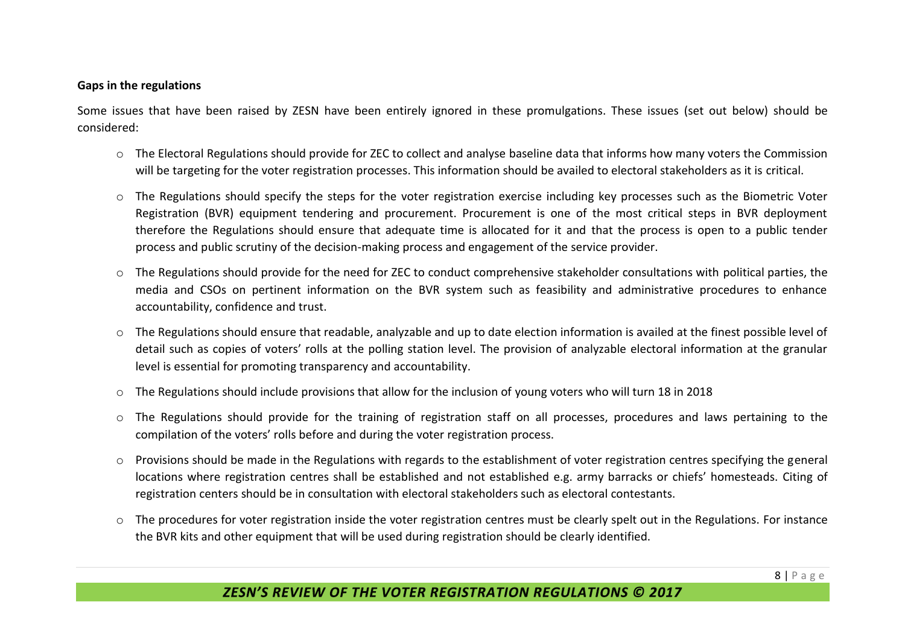**Gaps in the regulations**

Some issues that have been raised by ZESN have been entirely ignored in these promulgations. These issues (set out below) should be considered:

- The Electoral Regulations should provide for ZEC to collect and analyse baseline data that informs how many voters the Commission will be targeting for the voter registration processes. This information should be availed to electoral stakeholders as it is critical.
- The Regulations should specify the steps for the voter registration exercise including key processes such as the Biometric Voter Registration (BVR) equipment tendering and procurement. Procurement is one of the most critical steps in BVR deployment therefore the Regulations should ensure that adequate time is allocated for it and that the process is open to a public tender process and public scrutiny of the decision-making process and engagement of the service provider.
- The Regulations should provide for the need for ZEC to conduct comprehensive stakeholder consultations with political parties, the media and CSOs on pertinent information on the BVR system such as feasibility and administrative procedures to enhance accountability, confidence and trust.
- The Regulations should ensure that readable, analyzable and up to date election information is availed at the finest possible level of detail such as copies of voters' rolls at the polling station level. The provision of analyzable electoral information at the granular level is essential for promoting transparency and accountability.
- The Regulations should include provisions that allow for the inclusion of young voters who will turn 18 in 2018
- The Regulations should provide for the training of registration staff on all processes, procedures and laws pertaining to the compilation of the voters' rolls before and during the voter registration process.
- Provisions should be made in the Regulations with regards to the establishment of voter registration centres specifying the general locations where registration centres shall be established and not established e.g. army barracks or chiefs' homesteads. Citing of registration centers should be in consultation with electoral stakeholders such as electoral contestants.
- The procedures for voter registration inside the voter registration centres must be clearly spelt out in the Regulations. For instance the BVR kits and other equipment that will be used during registration should be clearly identified.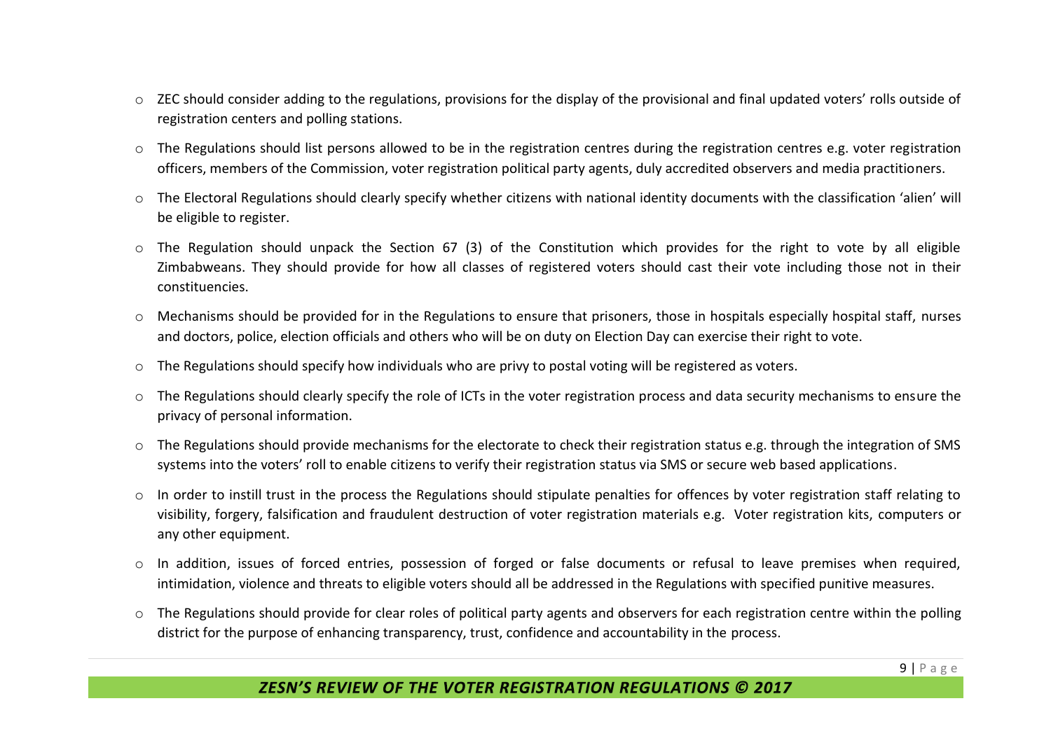- ZEC should consider adding to the regulations, provisions for the display of the provisional and final updated voters' rolls outside of registration centers and polling stations.
- The Regulations should list persons allowed to be in the registration centres during the registration centres e.g. voter registration officers, members of the Commission, voter registration political party agents, duly accredited observers and media practitioners.
- The Electoral Regulations should clearly specify whether citizens with national identity documents with the classification 'alien' will be eligible to register.
- The Regulation should unpack the Section 67 (3) of the Constitution which provides for the right to vote by all eligible Zimbabweans. They should provide for how all classes of registered voters should cast their vote including those not in their constituencies.
- Mechanisms should be provided for in the Regulations to ensure that prisoners, those in hospitals especially hospital staff, nurses and doctors, police, election officials and others who will be on duty on Election Day can exercise their right to vote.
- The Regulations should specify how individuals who are privy to postal voting will be registered as voters.
- The Regulations should clearly specify the role of ICTs in the voter registration process and data security mechanisms to ensure the privacy of personal information.
- The Regulations should provide mechanisms for the electorate to check their registration status e.g. through the integration of SMS systems into the voters' roll to enable citizens to verify their registration status via SMS or secure web based applications.
- In order to instill trust in the process the Regulations should stipulate penalties for offences by voter registration staff relating to visibility, forgery, falsification and fraudulent destruction of voter registration materials e.g. Voter registration kits, computers or any other equipment.
- In addition, issues of forced entries, possession of forged or false documents or refusal to leave premises when required, intimidation, violence and threats to eligible voters should all be addressed in the Regulations with specified punitive measures.
- The Regulations should provide for clear roles of political party agents and observers for each registration centre within the polling district for the purpose of enhancing transparency, trust, confidence and accountability in the process.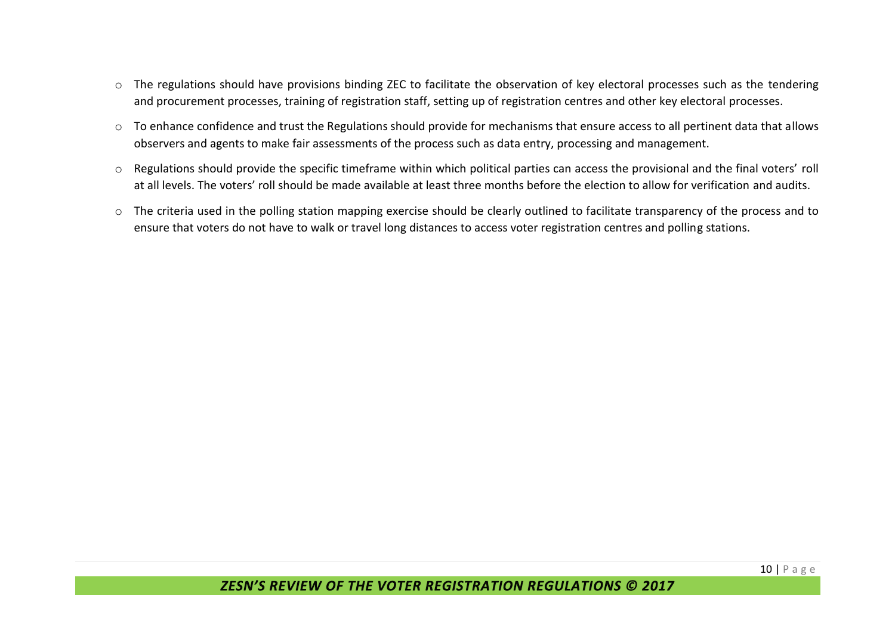- The regulations should have provisions binding ZEC to facilitate the observation of key electoral processes such as the tendering and procurement processes, training of registration staff, setting up of registration centres and other key electoral processes.
- To enhance confidence and trust the Regulations should provide for mechanisms that ensure access to all pertinent data that allows observers and agents to make fair assessments of the process such as data entry, processing and management.
- Regulations should provide the specific timeframe within which political parties can access the provisional and the final voters' roll at all levels. The voters' roll should be made available at least three months before the election to allow for verification and audits.
- The criteria used in the polling station mapping exercise should be clearly outlined to facilitate transparency of the process and to ensure that voters do not have to walk or travel long distances to access voter registration centres and polling stations.